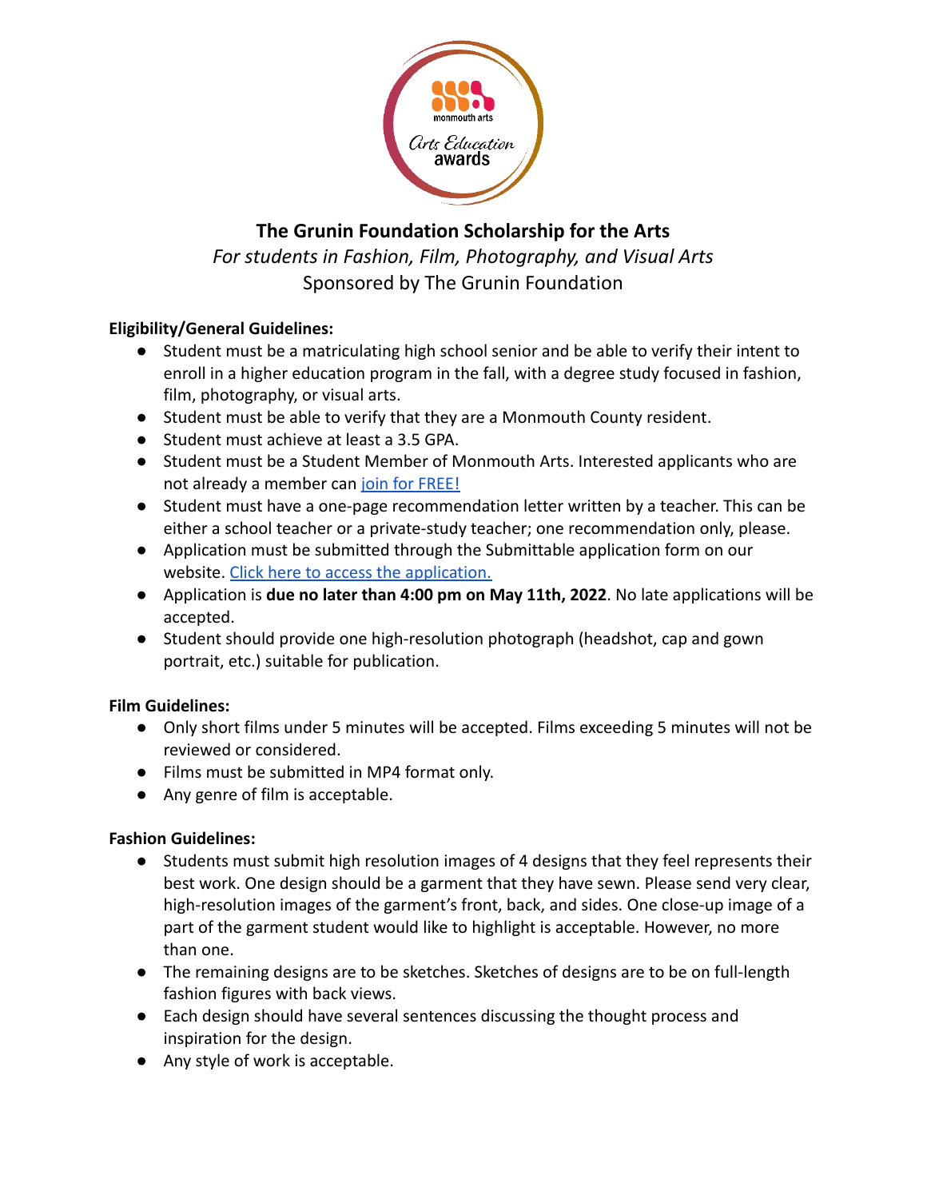# The Grunin Foundation Scholarship for the Arts

*For students in Fashion, Film, Photography, and Visual Arts*

Sponsored by The Grunin Foundation

**Eligibility/General Guidelines:**

- Student must be a matriculating high school senior and be able to verify their intent to enroll in a higher education program in the fall, with a degree study focused in fashion, film, photography, or visual arts.
- Student must be able to verify that they are a Monmouth County resident.
- Student must achieve at least a 3.5 GPA.
- Student must be a Student Member of Monmouth Arts. Interested applicants who are not already a member can join for FREE!
- Student must have a one-page recommendation letter written by a teacher. This can be either a school teacher or a private-study teacher; one recommendation only, please.
- Application must be submitted through the Submittable application form on our website. Click here to access the application.
- Application is **due no later than 4:00 pm on May 11th, 2022**. No late applications will be accepted.
- Student should provide one high-resolution photograph (headshot, cap and gown portrait, etc.) suitable for publication.

**Film Guidelines:**

- Only short films under 5 minutes will be accepted. Films exceeding 5 minutes will not be reviewed or considered.
- Films must be submitted in MP4 format only.
- Any genre of film is acceptable.

**Fashion Guidelines:**

- Students must submit high resolution images of 4 designs that they feel represents their best work. One design should be a garment that they have sewn. Please send very clear, high-resolution images of the garment's front, back, and sides. One close-up image of a part of the garment student would like to highlight is acceptable. However, no more than one.
- The remaining designs are to be sketches. Sketches of designs are to be on full-length fashion figures with back views.
- Each design should have several sentences discussing the thought process and inspiration for the design.
- Any style of work is acceptable.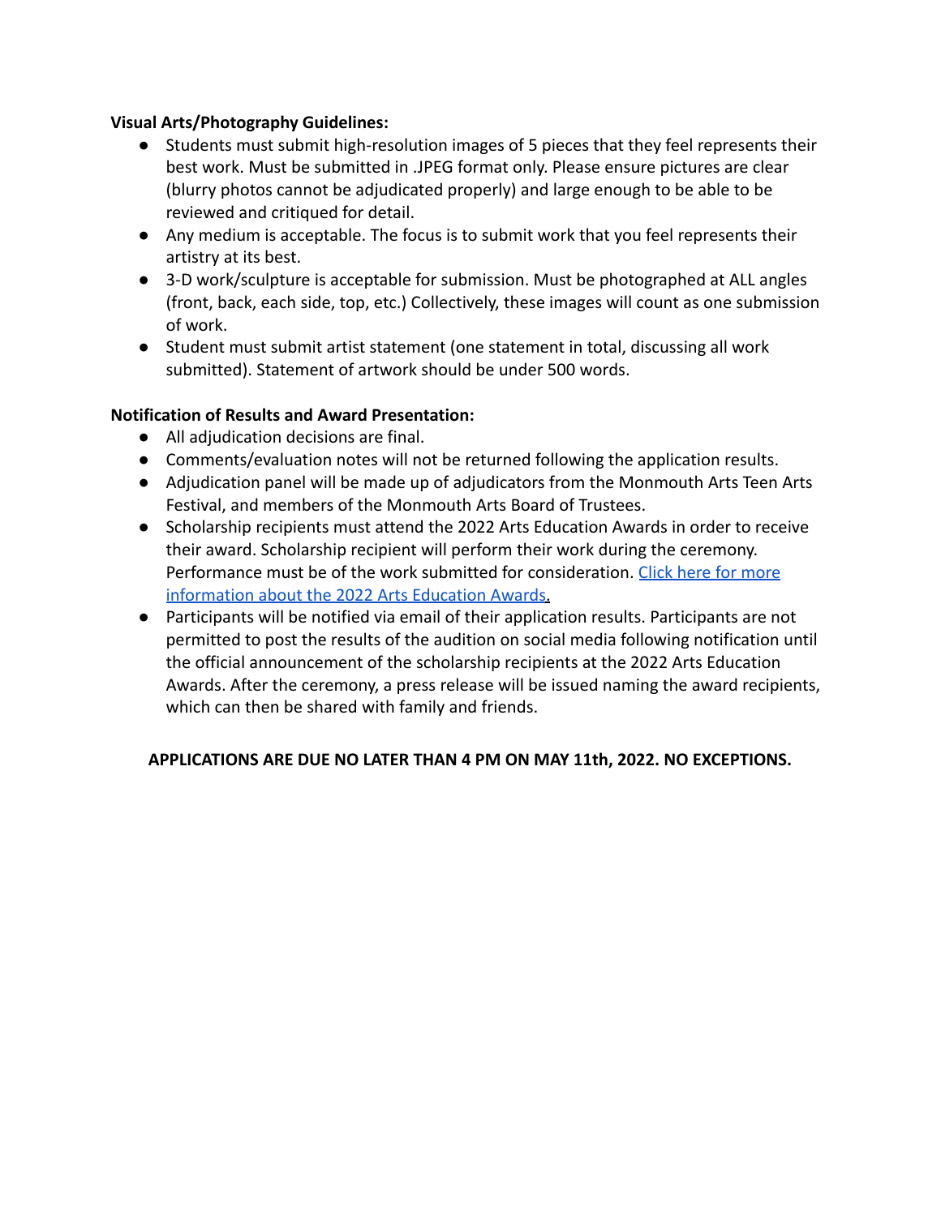**Visual Arts/Photography Guidelines:**

- Students must submit high-resolution images of 5 pieces that they feel represents their best work. Must be submitted in .JPEG format only. Please ensure pictures are clear (blurry photos cannot be adjudicated properly) and large enough to be able to be reviewed and critiqued for detail.
- Any medium is acceptable. The focus is to submit work that you feel represents their artistry at its best.
- 3-D work/sculpture is acceptable for submission. Must be photographed at ALL angles (front, back, each side, top, etc.) Collectively, these images will count as one submission of work.
- Student must submit artist statement (one statement in total, discussing all work submitted). Statement of artwork should be under 500 words.

**Notification of Results and Award Presentation:**

- All adjudication decisions are final.
- Comments/evaluation notes will not be returned following the application results.
- Adjudication panel will be made up of adjudicators from the Monmouth Arts Teen Arts Festival, and members of the Monmouth Arts Board of Trustees.
- Scholarship recipients must attend the 2022 Arts Education Awards in order to receive their award. Scholarship recipient will perform their work during the ceremony. Performance must be of the work submitted for consideration. Click here for more information about the 2022 Arts Education Awards.
- Participants will be notified via email of their application results. Participants are not permitted to post the results of the audition on social media following notification until the official announcement of the scholarship recipients at the 2022 Arts Education Awards. After the ceremony, a press release will be issued naming the award recipients, which can then be shared with family and friends.

**APPLICATIONS ARE DUE NO LATER THAN 4 PM ON MAY 11th, 2022. NO EXCEPTIONS.**